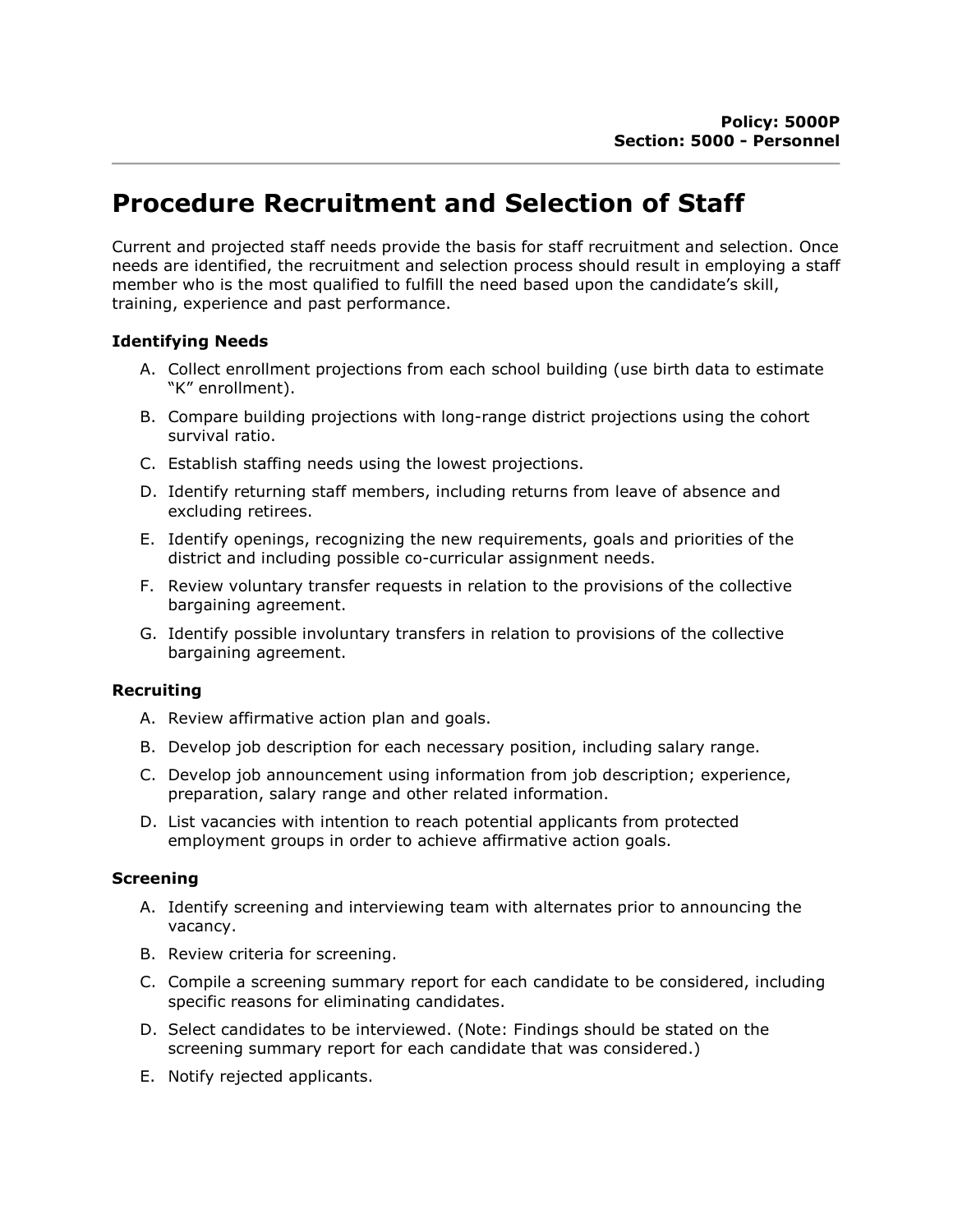**Policy: 5000P**
**Section: 5000 - Personnel**

# Procedure Recruitment and Selection of Staff

Current and projected staff needs provide the basis for staff recruitment and selection. Once needs are identified, the recruitment and selection process should result in employing a staff member who is the most qualified to fulfill the need based upon the candidate's skill, training, experience and past performance.

### Identifying Needs

A. Collect enrollment projections from each school building (use birth data to estimate "K" enrollment).

B. Compare building projections with long-range district projections using the cohort survival ratio.

C. Establish staffing needs using the lowest projections.

D. Identify returning staff members, including returns from leave of absence and excluding retirees.

E. Identify openings, recognizing the new requirements, goals and priorities of the district and including possible co-curricular assignment needs.

F. Review voluntary transfer requests in relation to the provisions of the collective bargaining agreement.

G. Identify possible involuntary transfers in relation to provisions of the collective bargaining agreement.

### Recruiting

A. Review affirmative action plan and goals.

B. Develop job description for each necessary position, including salary range.

C. Develop job announcement using information from job description; experience, preparation, salary range and other related information.

D. List vacancies with intention to reach potential applicants from protected employment groups in order to achieve affirmative action goals.

### Screening

A. Identify screening and interviewing team with alternates prior to announcing the vacancy.

B. Review criteria for screening.

C. Compile a screening summary report for each candidate to be considered, including specific reasons for eliminating candidates.

D. Select candidates to be interviewed. (Note: Findings should be stated on the screening summary report for each candidate that was considered.)

E. Notify rejected applicants.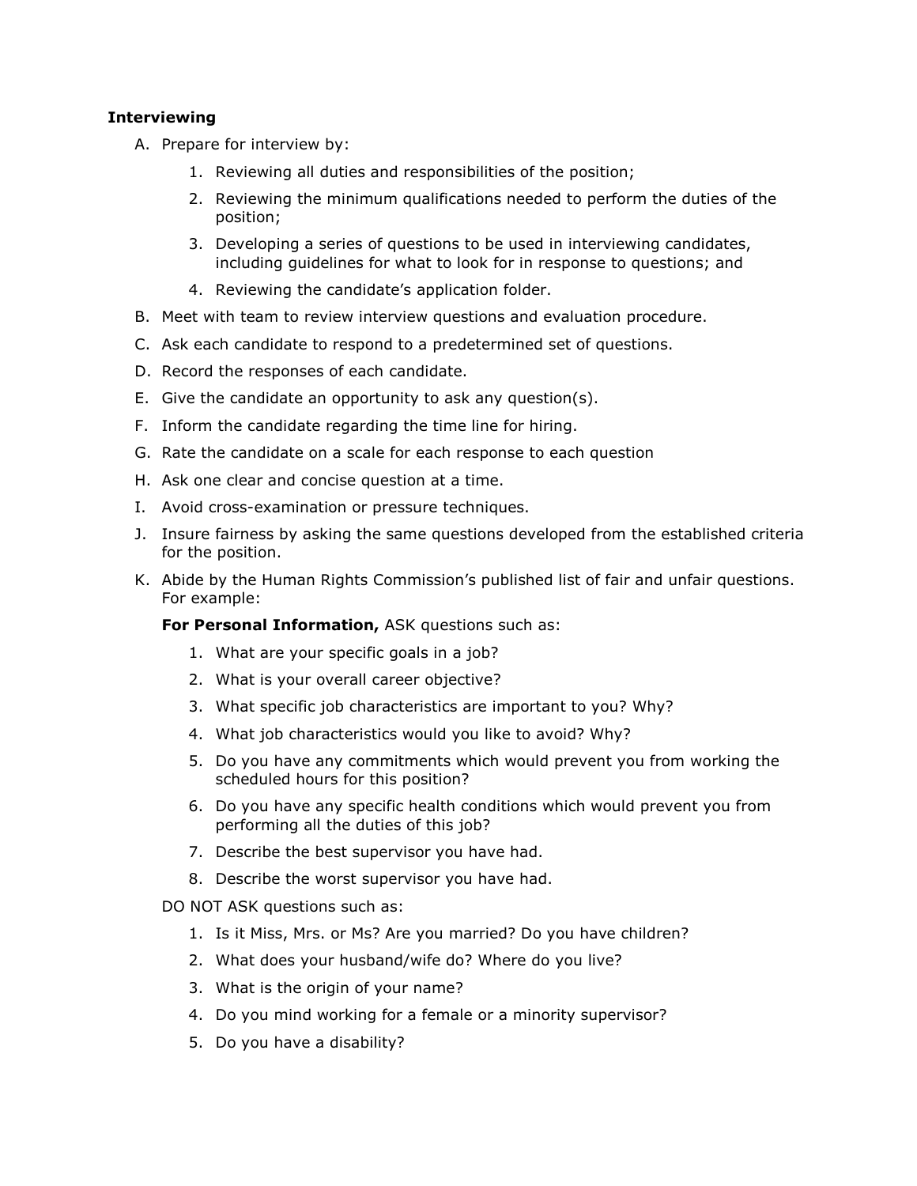**Interviewing**

A. Prepare for interview by:
   1. Reviewing all duties and responsibilities of the position;
   2. Reviewing the minimum qualifications needed to perform the duties of the position;
   3. Developing a series of questions to be used in interviewing candidates, including guidelines for what to look for in response to questions; and
   4. Reviewing the candidate's application folder.

B. Meet with team to review interview questions and evaluation procedure.

C. Ask each candidate to respond to a predetermined set of questions.

D. Record the responses of each candidate.

E. Give the candidate an opportunity to ask any question(s).

F. Inform the candidate regarding the time line for hiring.

G. Rate the candidate on a scale for each response to each question

H. Ask one clear and concise question at a time.

I. Avoid cross-examination or pressure techniques.

J. Insure fairness by asking the same questions developed from the established criteria for the position.

K. Abide by the Human Rights Commission's published list of fair and unfair questions. For example:

   **For Personal Information,** ASK questions such as:
   1. What are your specific goals in a job?
   2. What is your overall career objective?
   3. What specific job characteristics are important to you? Why?
   4. What job characteristics would you like to avoid? Why?
   5. Do you have any commitments which would prevent you from working the scheduled hours for this position?
   6. Do you have any specific health conditions which would prevent you from performing all the duties of this job?
   7. Describe the best supervisor you have had.
   8. Describe the worst supervisor you have had.

   DO NOT ASK questions such as:
   1. Is it Miss, Mrs. or Ms? Are you married? Do you have children?
   2. What does your husband/wife do? Where do you live?
   3. What is the origin of your name?
   4. Do you mind working for a female or a minority supervisor?
   5. Do you have a disability?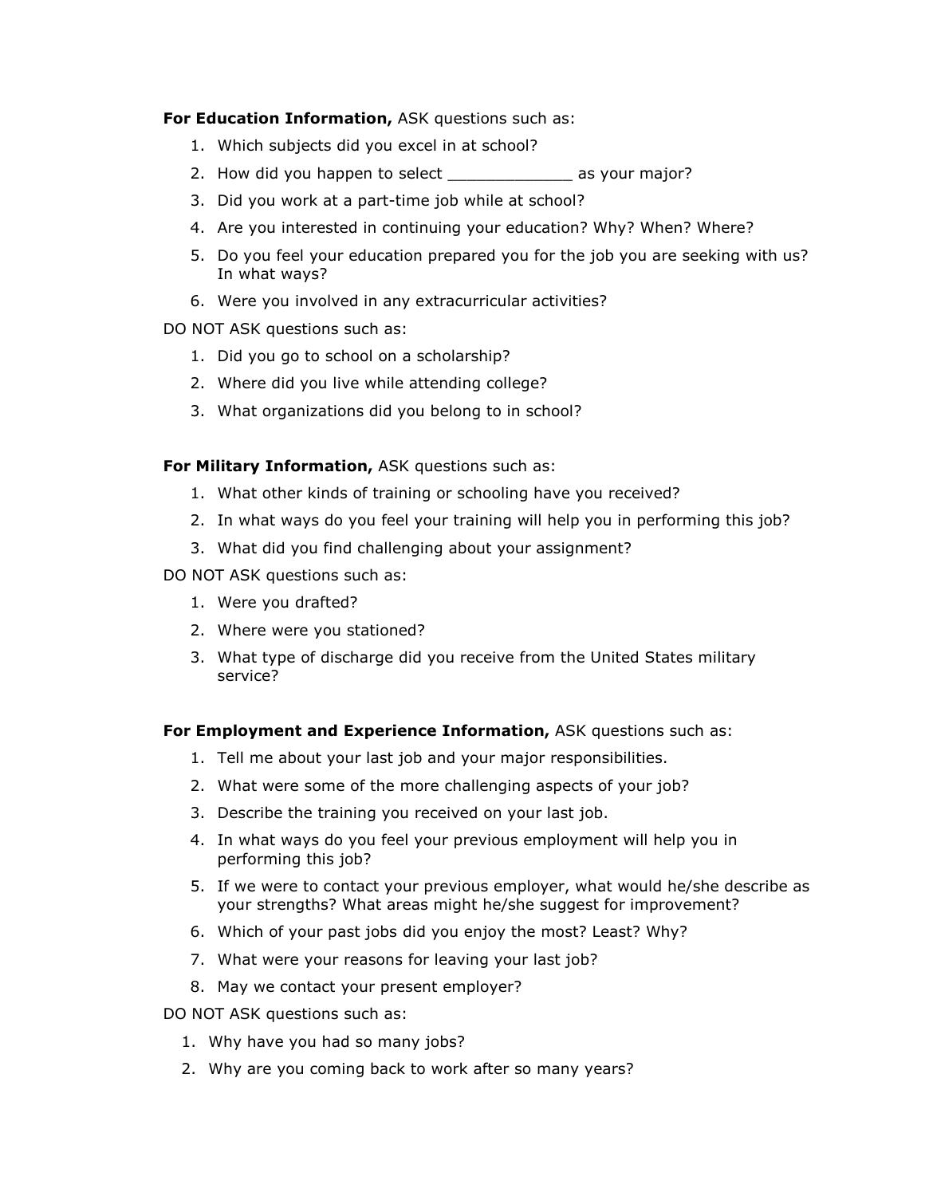**For Education Information,** ASK questions such as:

1. Which subjects did you excel in at school?
2. How did you happen to select _____________ as your major?
3. Did you work at a part-time job while at school?
4. Are you interested in continuing your education? Why? When? Where?
5. Do you feel your education prepared you for the job you are seeking with us? In what ways?
6. Were you involved in any extracurricular activities?

DO NOT ASK questions such as:

1. Did you go to school on a scholarship?
2. Where did you live while attending college?
3. What organizations did you belong to in school?

**For Military Information,** ASK questions such as:

1. What other kinds of training or schooling have you received?
2. In what ways do you feel your training will help you in performing this job?
3. What did you find challenging about your assignment?

DO NOT ASK questions such as:

1. Were you drafted?
2. Where were you stationed?
3. What type of discharge did you receive from the United States military service?

**For Employment and Experience Information,** ASK questions such as:

1. Tell me about your last job and your major responsibilities.
2. What were some of the more challenging aspects of your job?
3. Describe the training you received on your last job.
4. In what ways do you feel your previous employment will help you in performing this job?
5. If we were to contact your previous employer, what would he/she describe as your strengths? What areas might he/she suggest for improvement?
6. Which of your past jobs did you enjoy the most? Least? Why?
7. What were your reasons for leaving your last job?
8. May we contact your present employer?

DO NOT ASK questions such as:

1. Why have you had so many jobs?
2. Why are you coming back to work after so many years?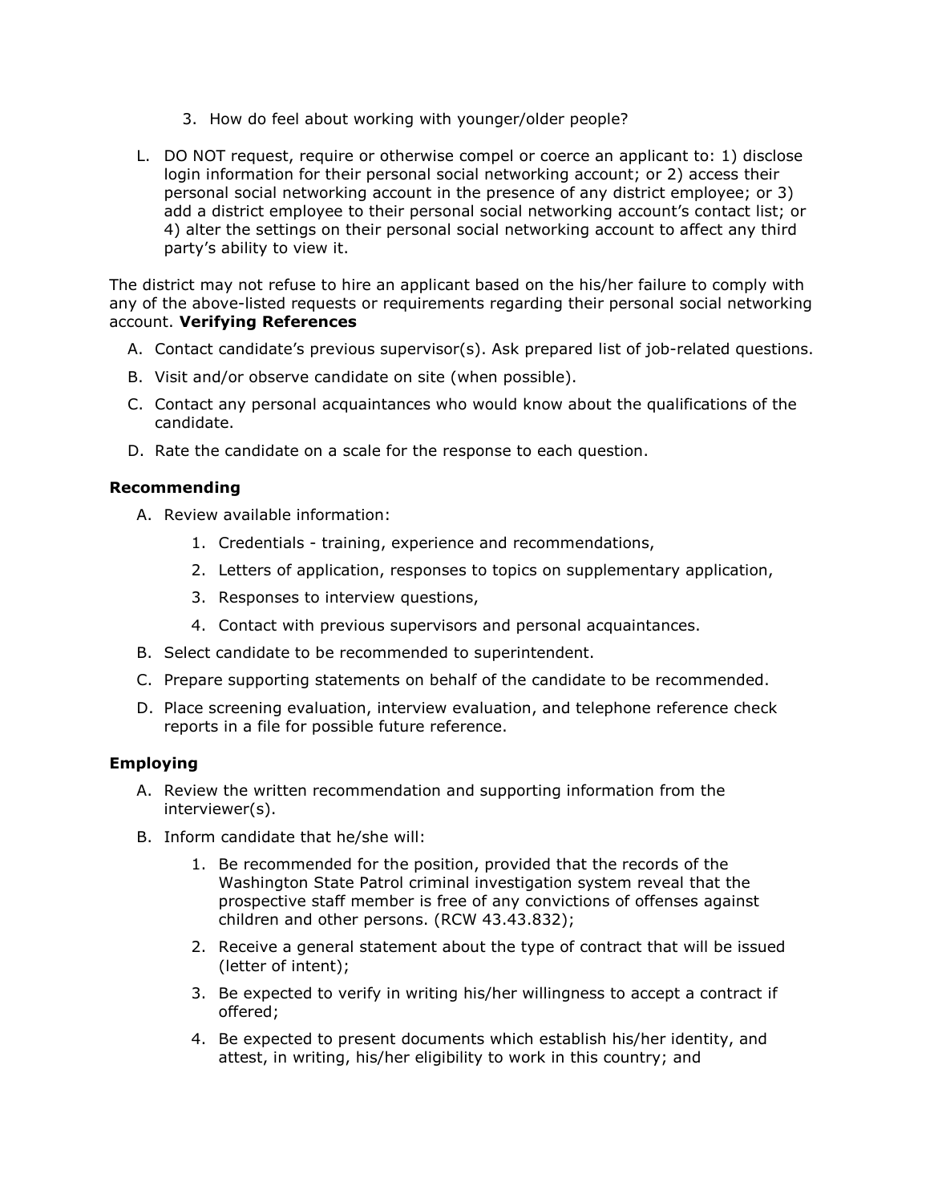3. How do feel about working with younger/older people?

L. DO NOT request, require or otherwise compel or coerce an applicant to: 1) disclose login information for their personal social networking account; or 2) access their personal social networking account in the presence of any district employee; or 3) add a district employee to their personal social networking account's contact list; or 4) alter the settings on their personal social networking account to affect any third party's ability to view it.

The district may not refuse to hire an applicant based on the his/her failure to comply with any of the above-listed requests or requirements regarding their personal social networking account. **Verifying References**

A. Contact candidate's previous supervisor(s). Ask prepared list of job-related questions.

B. Visit and/or observe candidate on site (when possible).

C. Contact any personal acquaintances who would know about the qualifications of the candidate.

D. Rate the candidate on a scale for the response to each question.

### Recommending

A. Review available information:

   1. Credentials - training, experience and recommendations,
   2. Letters of application, responses to topics on supplementary application,
   3. Responses to interview questions,
   4. Contact with previous supervisors and personal acquaintances.

B. Select candidate to be recommended to superintendent.

C. Prepare supporting statements on behalf of the candidate to be recommended.

D. Place screening evaluation, interview evaluation, and telephone reference check reports in a file for possible future reference.

### Employing

A. Review the written recommendation and supporting information from the interviewer(s).

B. Inform candidate that he/she will:

   1. Be recommended for the position, provided that the records of the Washington State Patrol criminal investigation system reveal that the prospective staff member is free of any convictions of offenses against children and other persons. (RCW 43.43.832);
   2. Receive a general statement about the type of contract that will be issued (letter of intent);
   3. Be expected to verify in writing his/her willingness to accept a contract if offered;
   4. Be expected to present documents which establish his/her identity, and attest, in writing, his/her eligibility to work in this country; and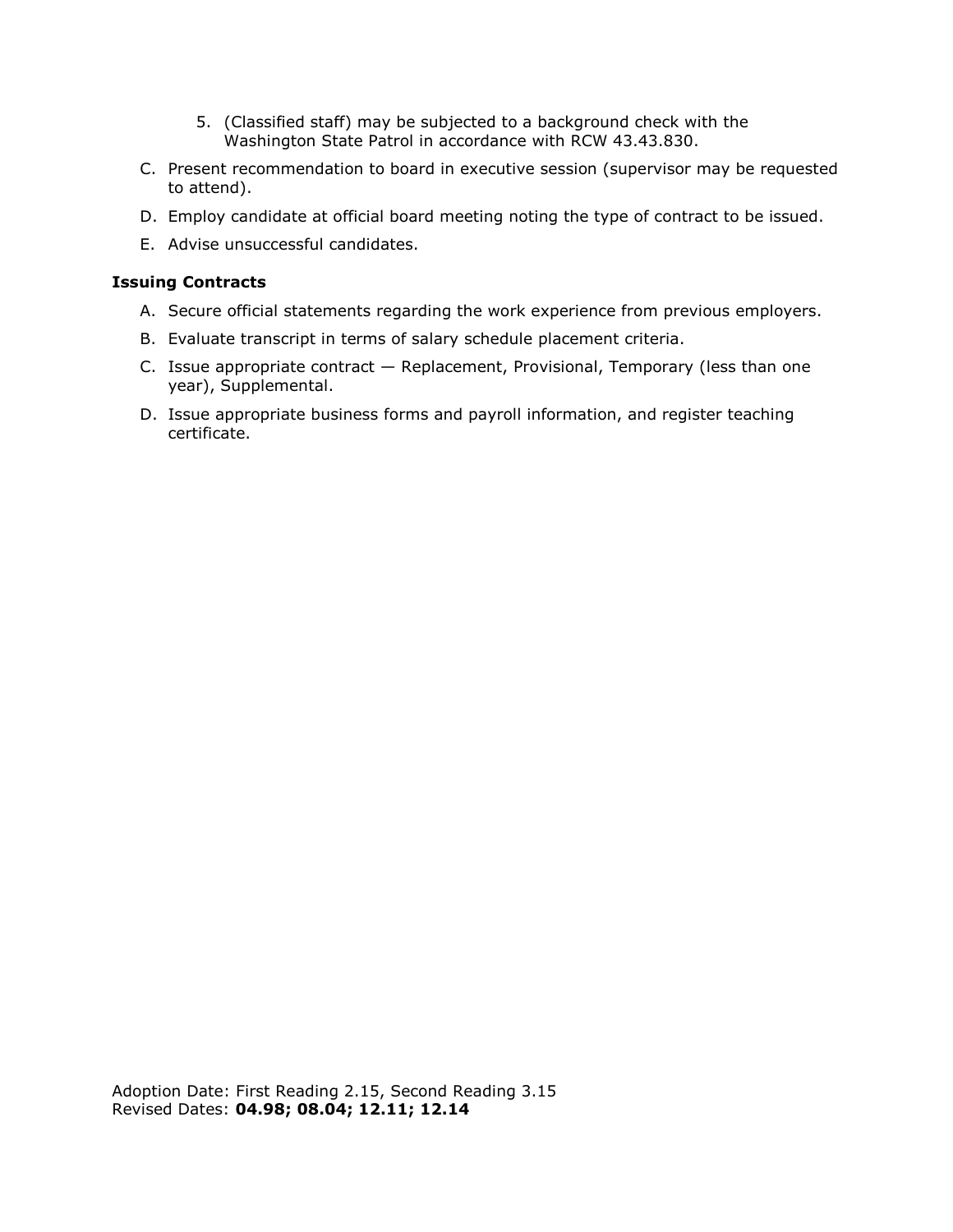5. (Classified staff) may be subjected to a background check with the Washington State Patrol in accordance with RCW 43.43.830.

C. Present recommendation to board in executive session (supervisor may be requested to attend).

D. Employ candidate at official board meeting noting the type of contract to be issued.

E. Advise unsuccessful candidates.

**Issuing Contracts**

A. Secure official statements regarding the work experience from previous employers.

B. Evaluate transcript in terms of salary schedule placement criteria.

C. Issue appropriate contract — Replacement, Provisional, Temporary (less than one year), Supplemental.

D. Issue appropriate business forms and payroll information, and register teaching certificate.

Adoption Date: First Reading 2.15, Second Reading 3.15
Revised Dates: **04.98; 08.04; 12.11; 12.14**